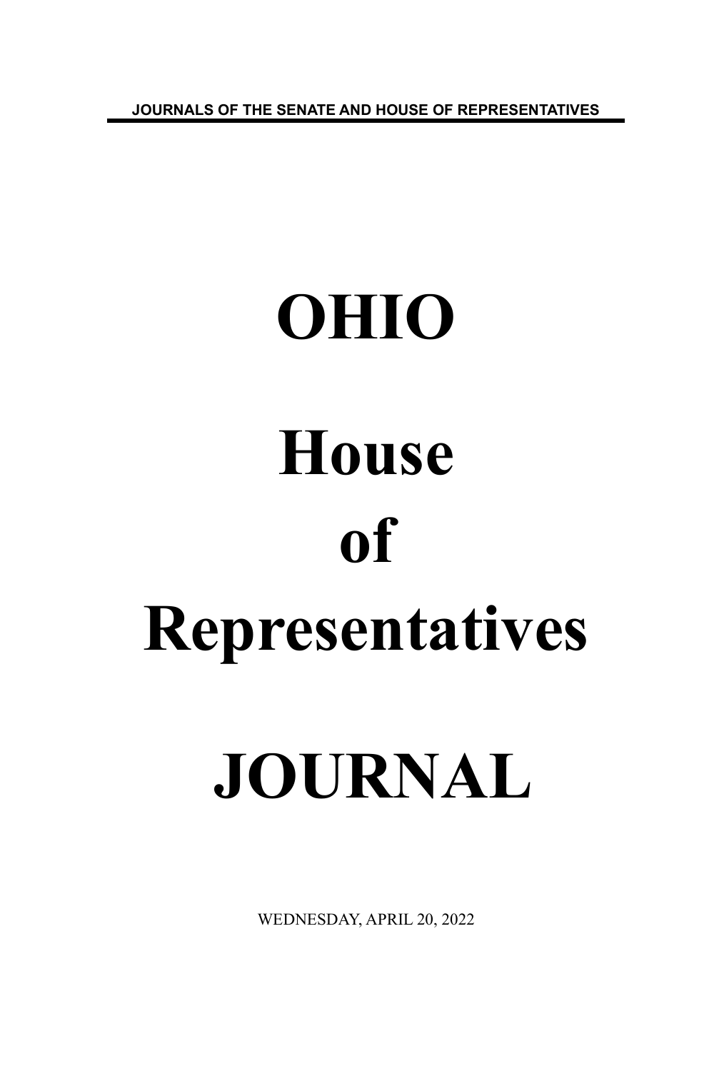JOURNALS OF THE SENATE AND HOUSE OF REPRESENTATIVES

# OHIO

# House

# of

# Representatives

# JOURNAL

WEDNESDAY, APRIL 20, 2022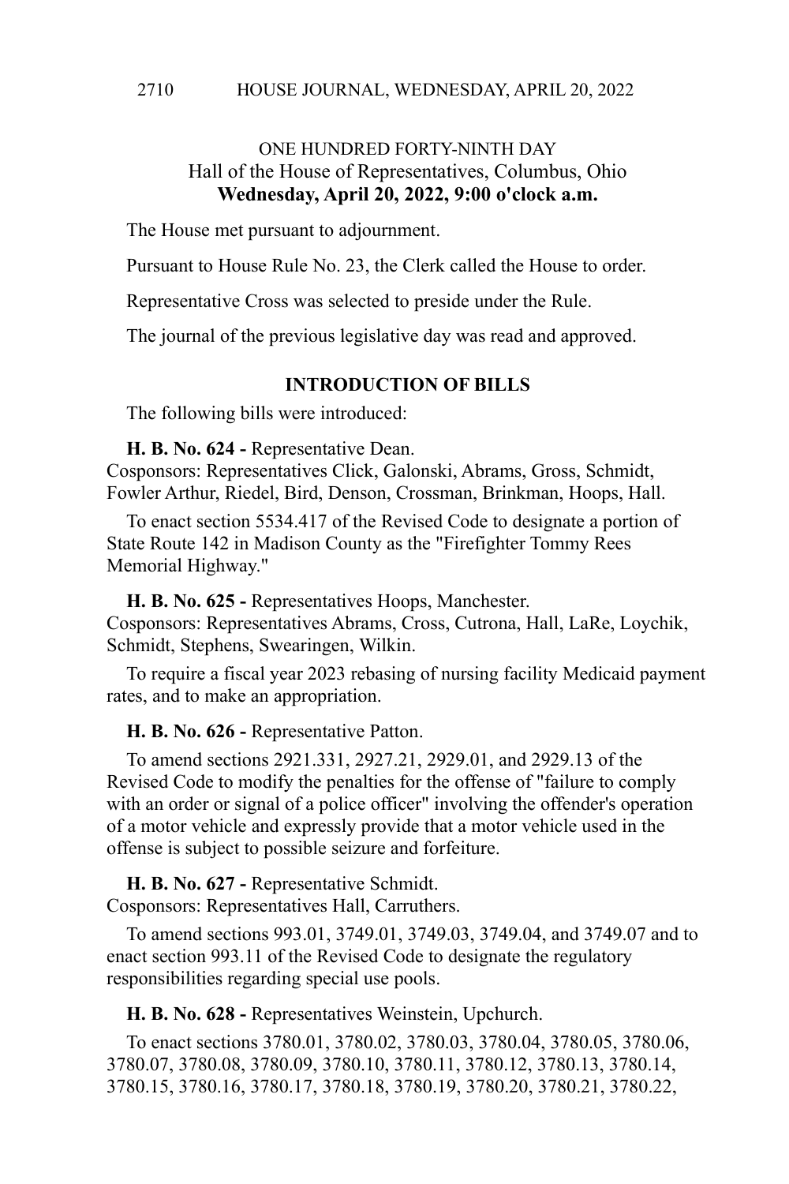ONE HUNDRED FORTY-NINTH DAY
Hall of the House of Representatives, Columbus, Ohio
**Wednesday, April 20, 2022, 9:00 o'clock a.m.**

The House met pursuant to adjournment.

Pursuant to House Rule No. 23, the Clerk called the House to order.

Representative Cross was selected to preside under the Rule.

The journal of the previous legislative day was read and approved.

## INTRODUCTION OF BILLS

The following bills were introduced:

**H. B. No. 624 -** Representative Dean.
Cosponsors: Representatives Click, Galonski, Abrams, Gross, Schmidt, Fowler Arthur, Riedel, Bird, Denson, Crossman, Brinkman, Hoops, Hall.

To enact section 5534.417 of the Revised Code to designate a portion of State Route 142 in Madison County as the "Firefighter Tommy Rees Memorial Highway."

**H. B. No. 625 -** Representatives Hoops, Manchester.
Cosponsors: Representatives Abrams, Cross, Cutrona, Hall, LaRe, Loychik, Schmidt, Stephens, Swearingen, Wilkin.

To require a fiscal year 2023 rebasing of nursing facility Medicaid payment rates, and to make an appropriation.

**H. B. No. 626 -** Representative Patton.

To amend sections 2921.331, 2927.21, 2929.01, and 2929.13 of the Revised Code to modify the penalties for the offense of "failure to comply with an order or signal of a police officer" involving the offender's operation of a motor vehicle and expressly provide that a motor vehicle used in the offense is subject to possible seizure and forfeiture.

**H. B. No. 627 -** Representative Schmidt.
Cosponsors: Representatives Hall, Carruthers.

To amend sections 993.01, 3749.01, 3749.03, 3749.04, and 3749.07 and to enact section 993.11 of the Revised Code to designate the regulatory responsibilities regarding special use pools.

**H. B. No. 628 -** Representatives Weinstein, Upchurch.

To enact sections 3780.01, 3780.02, 3780.03, 3780.04, 3780.05, 3780.06, 3780.07, 3780.08, 3780.09, 3780.10, 3780.11, 3780.12, 3780.13, 3780.14, 3780.15, 3780.16, 3780.17, 3780.18, 3780.19, 3780.20, 3780.21, 3780.22,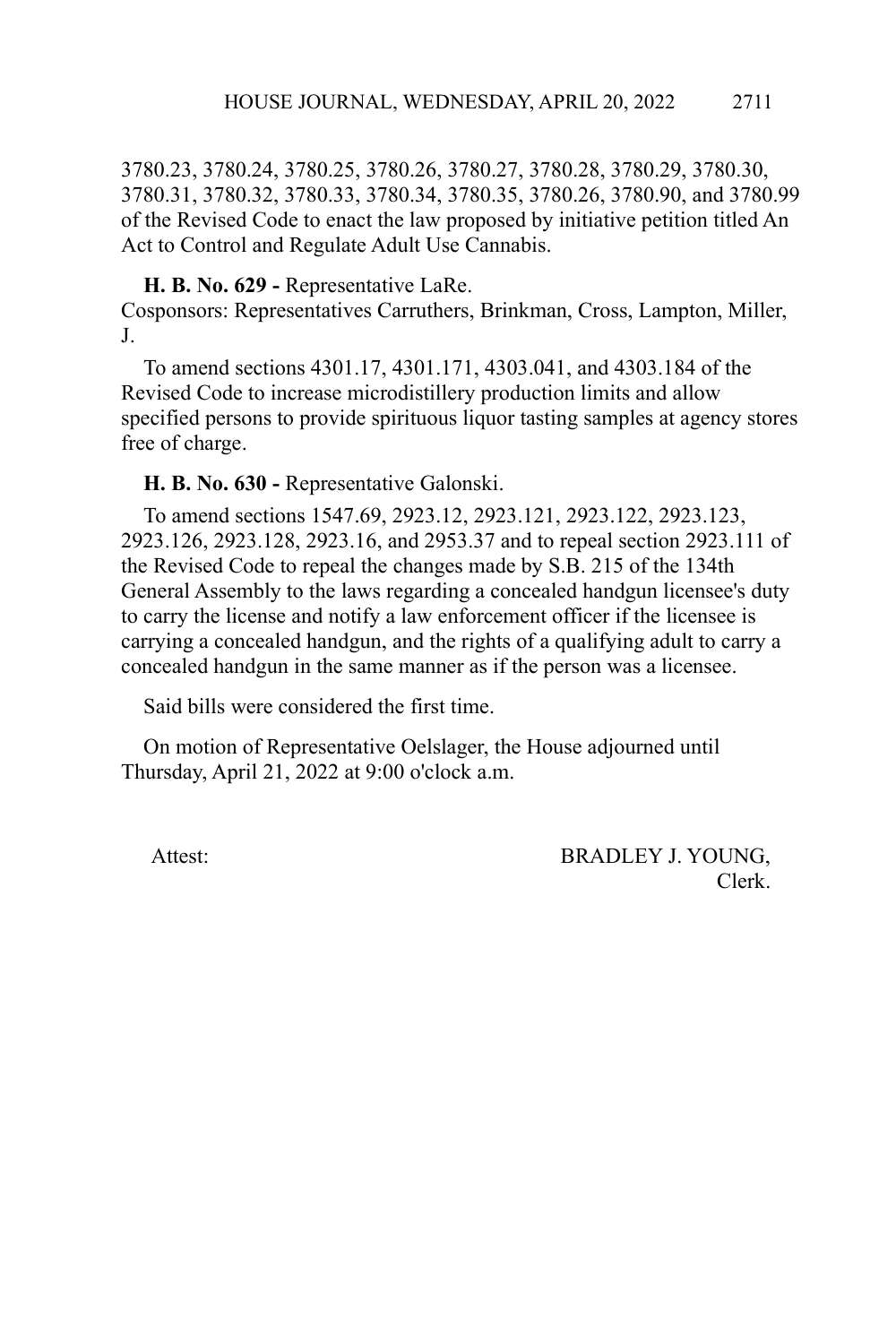3780.23, 3780.24, 3780.25, 3780.26, 3780.27, 3780.28, 3780.29, 3780.30, 3780.31, 3780.32, 3780.33, 3780.34, 3780.35, 3780.26, 3780.90, and 3780.99 of the Revised Code to enact the law proposed by initiative petition titled An Act to Control and Regulate Adult Use Cannabis.

**H. B. No. 629 -** Representative LaRe.
Cosponsors: Representatives Carruthers, Brinkman, Cross, Lampton, Miller, J.

To amend sections 4301.17, 4301.171, 4303.041, and 4303.184 of the Revised Code to increase microdistillery production limits and allow specified persons to provide spirituous liquor tasting samples at agency stores free of charge.

**H. B. No. 630 -** Representative Galonski.

To amend sections 1547.69, 2923.12, 2923.121, 2923.122, 2923.123, 2923.126, 2923.128, 2923.16, and 2953.37 and to repeal section 2923.111 of the Revised Code to repeal the changes made by S.B. 215 of the 134th General Assembly to the laws regarding a concealed handgun licensee's duty to carry the license and notify a law enforcement officer if the licensee is carrying a concealed handgun, and the rights of a qualifying adult to carry a concealed handgun in the same manner as if the person was a licensee.

Said bills were considered the first time.

On motion of Representative Oelslager, the House adjourned until Thursday, April 21, 2022 at 9:00 o'clock a.m.

Attest: BRADLEY J. YOUNG,
Clerk.